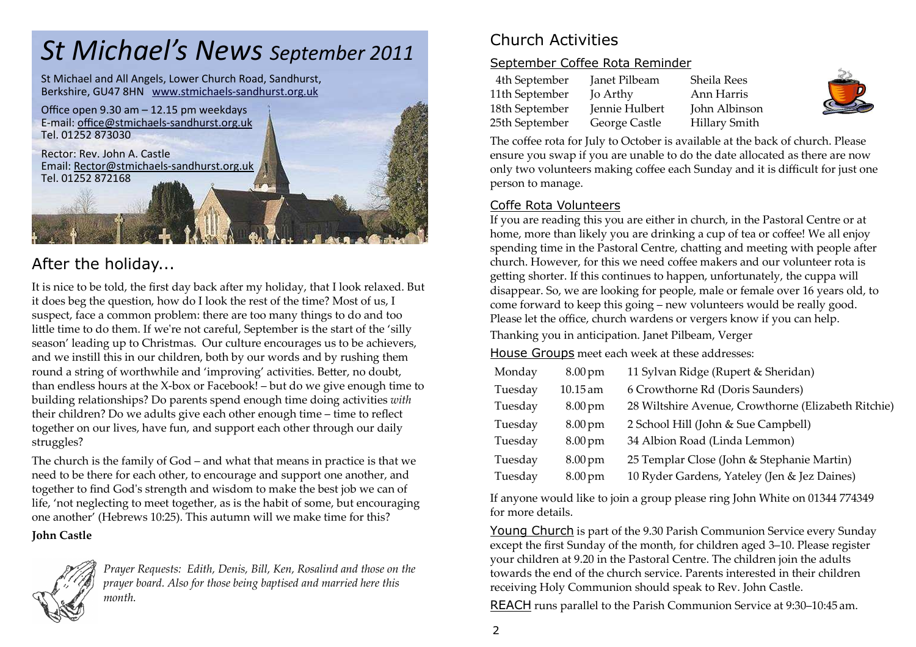# *St Michael's News September 2011*

St Michael and All Angels, Lower Church Road, Sandhurst, Berkshire, GU47 8HN www.stmichaels-sandhurst.org.uk

Office open 9.30 am – 12.15 pm weekdays
E-mail: office@stmichaels-sandhurst.org.uk
Tel. 01252 873030

Rector: Rev. John A. Castle
Email: Rector@stmichaels-sandhurst.org.uk
Tel. 01252 872168

## After the holiday...

It is nice to be told, the first day back after my holiday, that I look relaxed. But it does beg the question, how do I look the rest of the time? Most of us, I suspect, face a common problem: there are too many things to do and too little time to do them. If we're not careful, September is the start of the 'silly season' leading up to Christmas. Our culture encourages us to be achievers, and we instill this in our children, both by our words and by rushing them round a string of worthwhile and 'improving' activities. Better, no doubt, than endless hours at the X-box or Facebook! – but do we give enough time to building relationships? Do parents spend enough time doing activities *with* their children? Do we adults give each other enough time – time to reflect together on our lives, have fun, and support each other through our daily struggles?

The church is the family of God – and what that means in practice is that we need to be there for each other, to encourage and support one another, and together to find God's strength and wisdom to make the best job we can of life, 'not neglecting to meet together, as is the habit of some, but encouraging one another' (Hebrews 10:25). This autumn will we make time for this?

**John Castle**

*Prayer Requests: Edith, Denis, Bill, Ken, Rosalind and those on the prayer board. Also for those being baptised and married here this month.*

## Church Activities

### September Coffee Rota Reminder

| | | |
|---|---|---|
| 4th September | Janet Pilbeam | Sheila Rees |
| 11th September | Jo Arthy | Ann Harris |
| 18th September | Jennie Hulbert | John Albinson |
| 25th September | George Castle | Hillary Smith |

The coffee rota for July to October is available at the back of church. Please ensure you swap if you are unable to do the date allocated as there are now only two volunteers making coffee each Sunday and it is difficult for just one person to manage.

### Coffe Rota Volunteers

If you are reading this you are either in church, in the Pastoral Centre or at home, more than likely you are drinking a cup of tea or coffee! We all enjoy spending time in the Pastoral Centre, chatting and meeting with people after church. However, for this we need coffee makers and our volunteer rota is getting shorter. If this continues to happen, unfortunately, the cuppa will disappear. So, we are looking for people, male or female over 16 years old, to come forward to keep this going – new volunteers would be really good. Please let the office, church wardens or vergers know if you can help.

Thanking you in anticipation. Janet Pilbeam, Verger

**House Groups** meet each week at these addresses:

| | | |
|---|---|---|
| Monday | 8.00 pm | 11 Sylvan Ridge (Rupert & Sheridan) |
| Tuesday | 10.15 am | 6 Crowthorne Rd (Doris Saunders) |
| Tuesday | 8.00 pm | 28 Wiltshire Avenue, Crowthorne (Elizabeth Ritchie) |
| Tuesday | 8.00 pm | 2 School Hill (John & Sue Campbell) |
| Tuesday | 8.00 pm | 34 Albion Road (Linda Lemmon) |
| Tuesday | 8.00 pm | 25 Templar Close (John & Stephanie Martin) |
| Tuesday | 8.00 pm | 10 Ryder Gardens, Yateley (Jen & Jez Daines) |

If anyone would like to join a group please ring John White on 01344 774349 for more details.

**Young Church** is part of the 9.30 Parish Communion Service every Sunday except the first Sunday of the month, for children aged 3–10. Please register your children at 9.20 in the Pastoral Centre. The children join the adults towards the end of the church service. Parents interested in their children receiving Holy Communion should speak to Rev. John Castle.

**REACH** runs parallel to the Parish Communion Service at 9:30–10:45 am.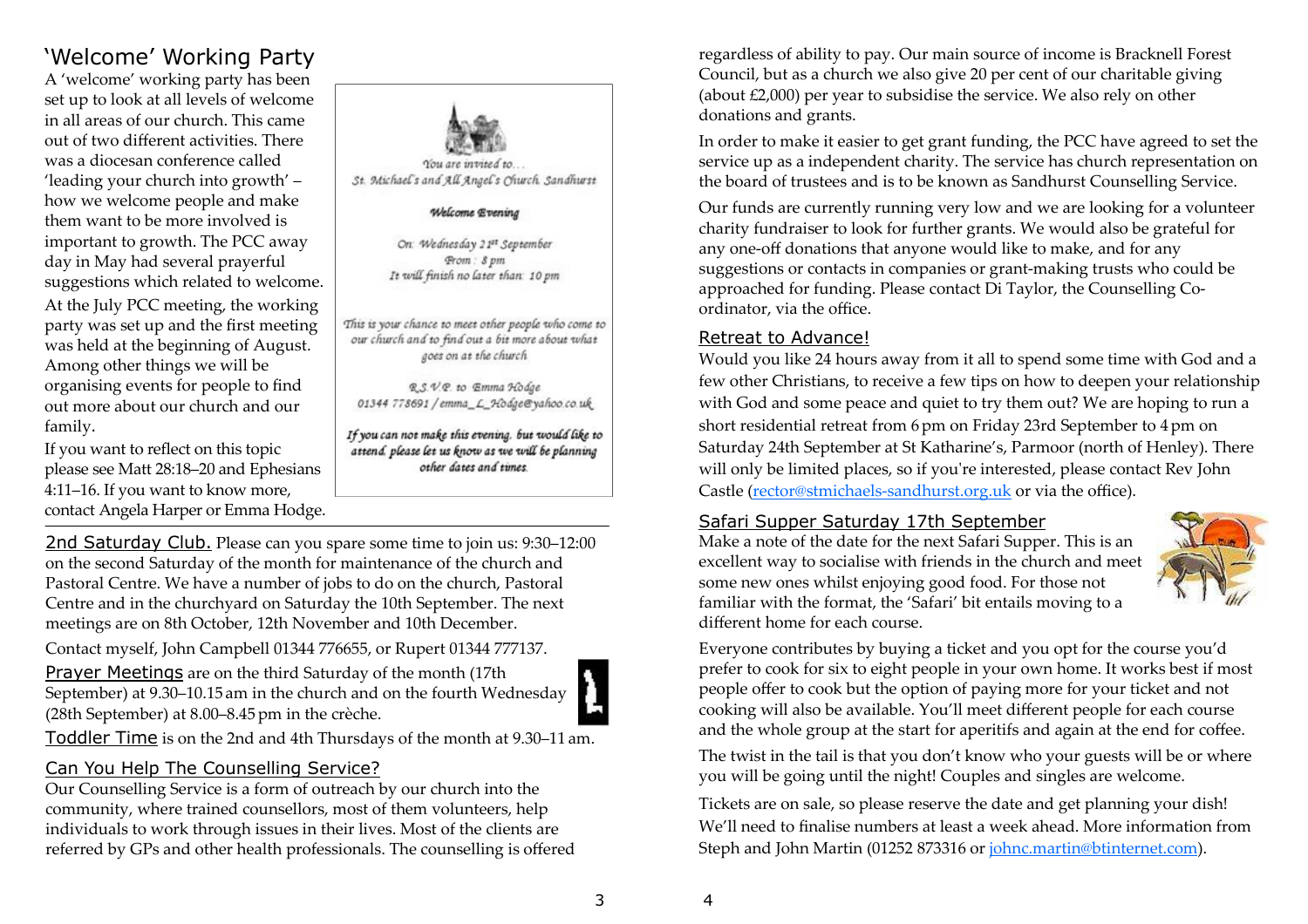## 'Welcome' Working Party

A 'welcome' working party has been set up to look at all levels of welcome in all areas of our church. This came out of two different activities. There was a diocesan conference called 'leading your church into growth' – how we welcome people and make them want to be more involved is important to growth. The PCC away day in May had several prayerful suggestions which related to welcome.

At the July PCC meeting, the working party was set up and the first meeting was held at the beginning of August. Among other things we will be organising events for people to find out more about our church and our family.

If you want to reflect on this topic please see Matt 28:18–20 and Ephesians 4:11–16. If you want to know more, contact Angela Harper or Emma Hodge.

*You are invited to...*
*St. Michael's and All Angel's Church Sandhurst*

***Welcome Evening***

*On: Wednesday 21st September*
*From: 8 pm*
*It will finish no later than: 10 pm*

*This is your chance to meet other people who come to our church and to find out a bit more about what goes on at the church*

*R.S.V.P. to Emma Hodge*
*01344 778691 / emma_L_Hodge@yahoo.co.uk*

***If you can not make this evening, but would like to attend please let us know as we will be planning other dates and times.***

**2nd Saturday Club.** Please can you spare some time to join us: 9:30–12:00 on the second Saturday of the month for maintenance of the church and Pastoral Centre. We have a number of jobs to do on the church, Pastoral Centre and in the churchyard on Saturday the 10th September. The next meetings are on 8th October, 12th November and 10th December.

Contact myself, John Campbell 01344 776655, or Rupert 01344 777137.

**Prayer Meetings** are on the third Saturday of the month (17th September) at 9.30–10.15 am in the church and on the fourth Wednesday (28th September) at 8.00–8.45 pm in the crèche.

**Toddler Time** is on the 2nd and 4th Thursdays of the month at 9.30–11 am.

## Can You Help The Counselling Service?

Our Counselling Service is a form of outreach by our church into the community, where trained counsellors, most of them volunteers, help individuals to work through issues in their lives. Most of the clients are referred by GPs and other health professionals. The counselling is offered regardless of ability to pay. Our main source of income is Bracknell Forest Council, but as a church we also give 20 per cent of our charitable giving (about £2,000) per year to subsidise the service. We also rely on other donations and grants.

In order to make it easier to get grant funding, the PCC have agreed to set the service up as a independent charity. The service has church representation on the board of trustees and is to be known as Sandhurst Counselling Service.

Our funds are currently running very low and we are looking for a volunteer charity fundraiser to look for further grants. We would also be grateful for any one-off donations that anyone would like to make, and for any suggestions or contacts in companies or grant-making trusts who could be approached for funding. Please contact Di Taylor, the Counselling Co-ordinator, via the office.

## Retreat to Advance!

Would you like 24 hours away from it all to spend some time with God and a few other Christians, to receive a few tips on how to deepen your relationship with God and some peace and quiet to try them out? We are hoping to run a short residential retreat from 6 pm on Friday 23rd September to 4 pm on Saturday 24th September at St Katharine's, Parmoor (north of Henley). There will only be limited places, so if you're interested, please contact Rev John Castle (rector@stmichaels-sandhurst.org.uk or via the office).

## Safari Supper Saturday 17th September

Make a note of the date for the next Safari Supper. This is an excellent way to socialise with friends in the church and meet some new ones whilst enjoying good food. For those not familiar with the format, the 'Safari' bit entails moving to a different home for each course.

Everyone contributes by buying a ticket and you opt for the course you'd prefer to cook for six to eight people in your own home. It works best if most people offer to cook but the option of paying more for your ticket and not cooking will also be available. You'll meet different people for each course and the whole group at the start for aperitifs and again at the end for coffee.

The twist in the tail is that you don't know who your guests will be or where you will be going until the night! Couples and singles are welcome.

Tickets are on sale, so please reserve the date and get planning your dish! We'll need to finalise numbers at least a week ahead. More information from Steph and John Martin (01252 873316 or johnc.martin@btinternet.com).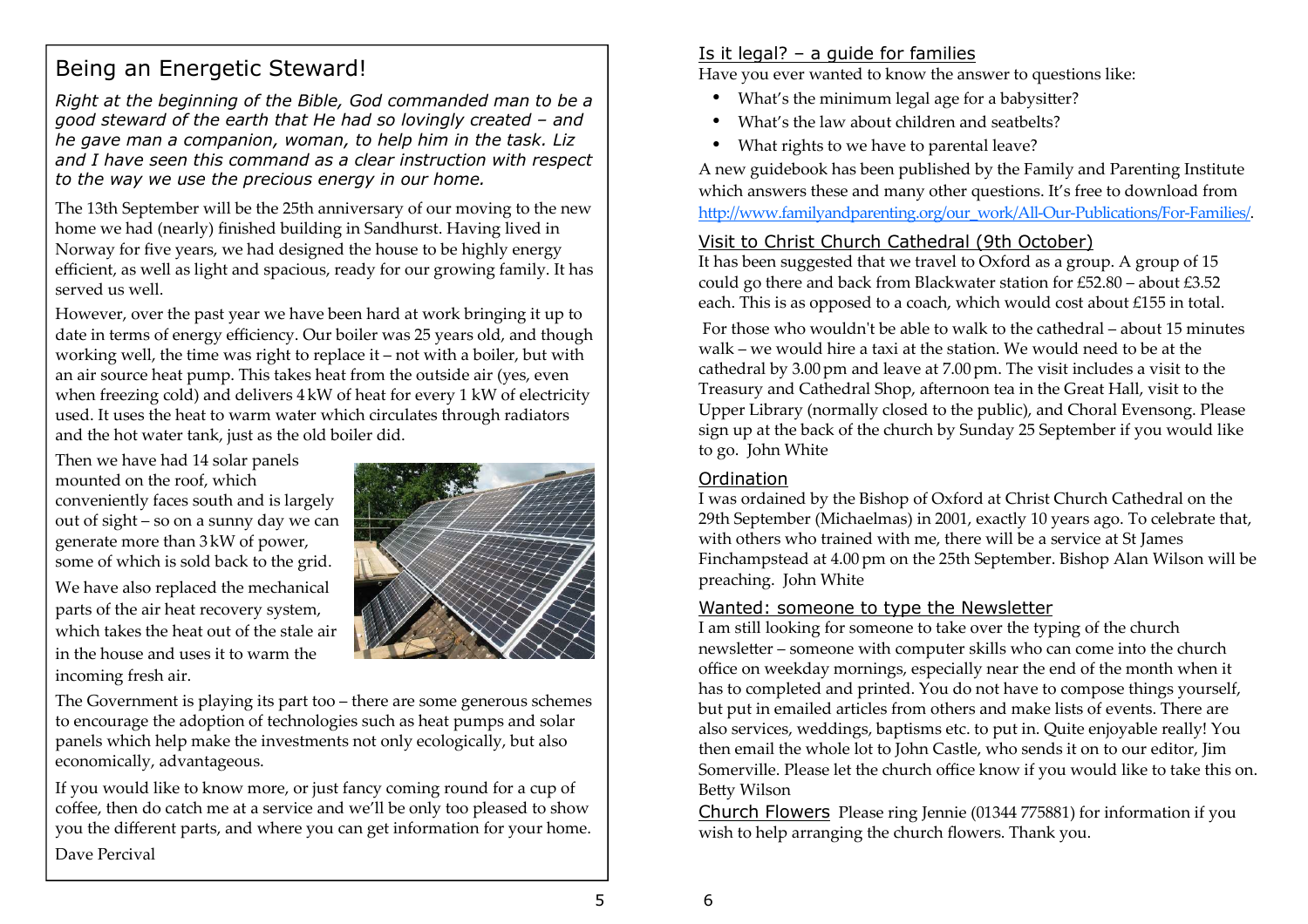# Being an Energetic Steward!

*Right at the beginning of the Bible, God commanded man to be a good steward of the earth that He had so lovingly created – and he gave man a companion, woman, to help him in the task. Liz and I have seen this command as a clear instruction with respect to the way we use the precious energy in our home.*

The 13th September will be the 25th anniversary of our moving to the new home we had (nearly) finished building in Sandhurst. Having lived in Norway for five years, we had designed the house to be highly energy efficient, as well as light and spacious, ready for our growing family. It has served us well.

However, over the past year we have been hard at work bringing it up to date in terms of energy efficiency. Our boiler was 25 years old, and though working well, the time was right to replace it – not with a boiler, but with an air source heat pump. This takes heat from the outside air (yes, even when freezing cold) and delivers 4 kW of heat for every 1 kW of electricity used. It uses the heat to warm water which circulates through radiators and the hot water tank, just as the old boiler did.

Then we have had 14 solar panels mounted on the roof, which conveniently faces south and is largely out of sight – so on a sunny day we can generate more than 3 kW of power, some of which is sold back to the grid.

We have also replaced the mechanical parts of the air heat recovery system, which takes the heat out of the stale air in the house and uses it to warm the incoming fresh air.

The Government is playing its part too – there are some generous schemes to encourage the adoption of technologies such as heat pumps and solar panels which help make the investments not only ecologically, but also economically, advantageous.

If you would like to know more, or just fancy coming round for a cup of coffee, then do catch me at a service and we'll be only too pleased to show you the different parts, and where you can get information for your home.

Dave Percival

## Is it legal? – a guide for families

Have you ever wanted to know the answer to questions like:

- What's the minimum legal age for a babysitter?
- What's the law about children and seatbelts?
- What rights to we have to parental leave?

A new guidebook has been published by the Family and Parenting Institute which answers these and many other questions. It's free to download from http://www.familyandparenting.org/our_work/All-Our-Publications/For-Families/.

## Visit to Christ Church Cathedral (9th October)

It has been suggested that we travel to Oxford as a group. A group of 15 could go there and back from Blackwater station for £52.80 – about £3.52 each. This is as opposed to a coach, which would cost about £155 in total.

For those who wouldn't be able to walk to the cathedral – about 15 minutes walk – we would hire a taxi at the station. We would need to be at the cathedral by 3.00 pm and leave at 7.00 pm. The visit includes a visit to the Treasury and Cathedral Shop, afternoon tea in the Great Hall, visit to the Upper Library (normally closed to the public), and Choral Evensong. Please sign up at the back of the church by Sunday 25 September if you would like to go. John White

## Ordination

I was ordained by the Bishop of Oxford at Christ Church Cathedral on the 29th September (Michaelmas) in 2001, exactly 10 years ago. To celebrate that, with others who trained with me, there will be a service at St James Finchampstead at 4.00 pm on the 25th September. Bishop Alan Wilson will be preaching. John White

## Wanted: someone to type the Newsletter

I am still looking for someone to take over the typing of the church newsletter – someone with computer skills who can come into the church office on weekday mornings, especially near the end of the month when it has to completed and printed. You do not have to compose things yourself, but put in emailed articles from others and make lists of events. There are also services, weddings, baptisms etc. to put in. Quite enjoyable really! You then email the whole lot to John Castle, who sends it on to our editor, Jim Somerville. Please let the church office know if you would like to take this on. Betty Wilson

## Church Flowers

Please ring Jennie (01344 775881) for information if you wish to help arranging the church flowers. Thank you.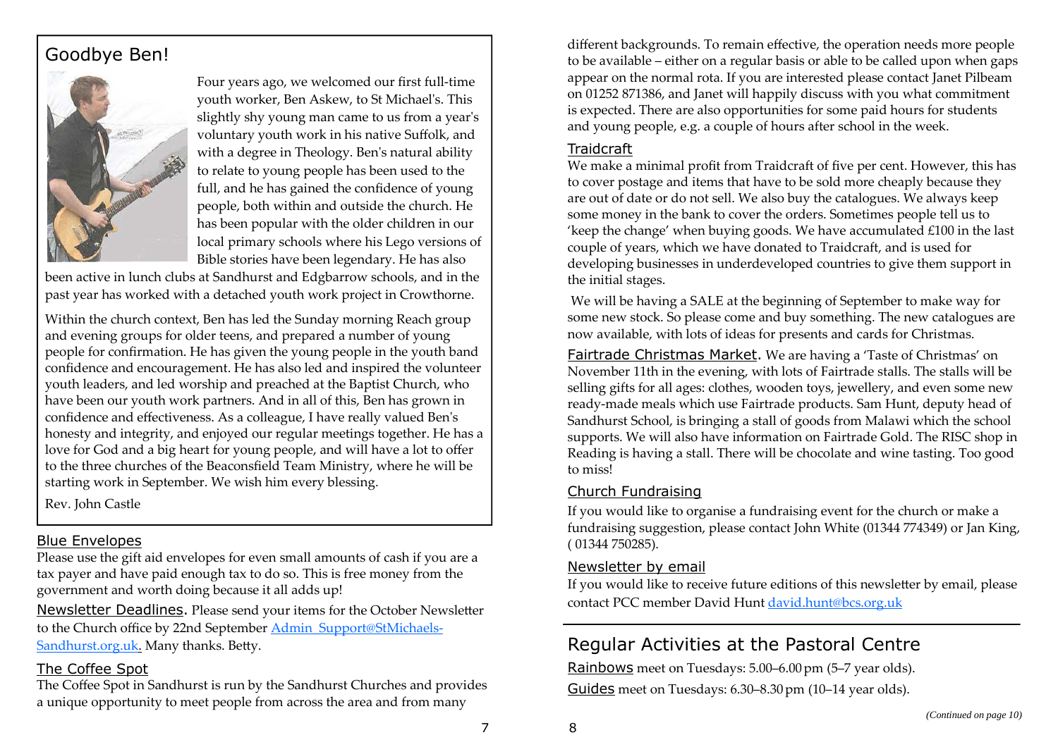## Goodbye Ben!

Four years ago, we welcomed our first full-time youth worker, Ben Askew, to St Michael's. This slightly shy young man came to us from a year's voluntary youth work in his native Suffolk, and with a degree in Theology. Ben's natural ability to relate to young people has been used to the full, and he has gained the confidence of young people, both within and outside the church. He has been popular with the older children in our local primary schools where his Lego versions of Bible stories have been legendary. He has also been active in lunch clubs at Sandhurst and Edgbarrow schools, and in the past year has worked with a detached youth work project in Crowthorne.

Within the church context, Ben has led the Sunday morning Reach group and evening groups for older teens, and prepared a number of young people for confirmation. He has given the young people in the youth band confidence and encouragement. He has also led and inspired the volunteer youth leaders, and led worship and preached at the Baptist Church, who have been our youth work partners. And in all of this, Ben has grown in confidence and effectiveness. As a colleague, I have really valued Ben's honesty and integrity, and enjoyed our regular meetings together. He has a love for God and a big heart for young people, and will have a lot to offer to the three churches of the Beaconsfield Team Ministry, where he will be starting work in September. We wish him every blessing.

Rev. John Castle

### Blue Envelopes

Please use the gift aid envelopes for even small amounts of cash if you are a tax payer and have paid enough tax to do so. This is free money from the government and worth doing because it all adds up!

**Newsletter Deadlines.** Please send your items for the October Newsletter to the Church office by 22nd September Admin_Support@StMichaels-Sandhurst.org.uk. Many thanks. Betty.

### The Coffee Spot

The Coffee Spot in Sandhurst is run by the Sandhurst Churches and provides a unique opportunity to meet people from across the area and from many different backgrounds. To remain effective, the operation needs more people to be available – either on a regular basis or able to be called upon when gaps appear on the normal rota. If you are interested please contact Janet Pilbeam on 01252 871386, and Janet will happily discuss with you what commitment is expected. There are also opportunities for some paid hours for students and young people, e.g. a couple of hours after school in the week.

### Traidcraft

We make a minimal profit from Traidcraft of five per cent. However, this has to cover postage and items that have to be sold more cheaply because they are out of date or do not sell. We also buy the catalogues. We always keep some money in the bank to cover the orders. Sometimes people tell us to 'keep the change' when buying goods. We have accumulated £100 in the last couple of years, which we have donated to Traidcraft, and is used for developing businesses in underdeveloped countries to give them support in the initial stages.

We will be having a SALE at the beginning of September to make way for some new stock. So please come and buy something. The new catalogues are now available, with lots of ideas for presents and cards for Christmas.

**Fairtrade Christmas Market.** We are having a 'Taste of Christmas' on November 11th in the evening, with lots of Fairtrade stalls. The stalls will be selling gifts for all ages: clothes, wooden toys, jewellery, and even some new ready-made meals which use Fairtrade products. Sam Hunt, deputy head of Sandhurst School, is bringing a stall of goods from Malawi which the school supports. We will also have information on Fairtrade Gold. The RISC shop in Reading is having a stall. There will be chocolate and wine tasting. Too good to miss!

### Church Fundraising

If you would like to organise a fundraising event for the church or make a fundraising suggestion, please contact John White (01344 774349) or Jan King, ( 01344 750285).

### Newsletter by email

If you would like to receive future editions of this newsletter by email, please contact PCC member David Hunt david.hunt@bcs.org.uk

## Regular Activities at the Pastoral Centre

**Rainbows** meet on Tuesdays: 5.00–6.00 pm (5–7 year olds).

**Guides** meet on Tuesdays: 6.30–8.30 pm (10–14 year olds).

*(Continued on page 10)*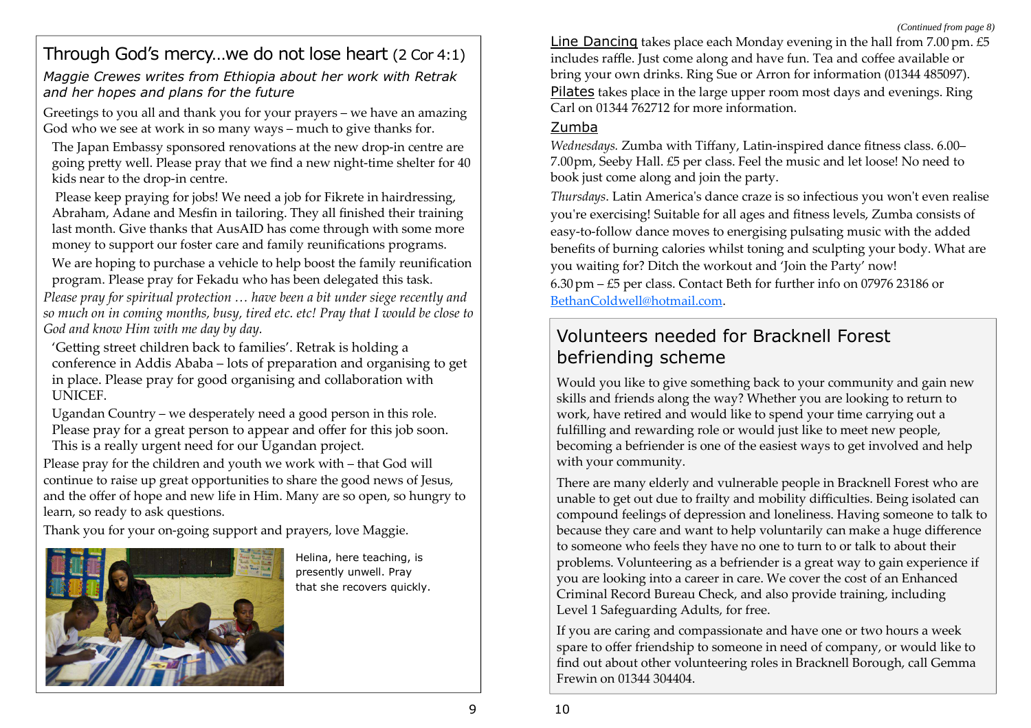## Through God's mercy…we do not lose heart (2 Cor 4:1)

*Maggie Crewes writes from Ethiopia about her work with Retrak and her hopes and plans for the future*

Greetings to you all and thank you for your prayers – we have an amazing God who we see at work in so many ways – much to give thanks for.

The Japan Embassy sponsored renovations at the new drop-in centre are going pretty well. Please pray that we find a new night-time shelter for 40 kids near to the drop-in centre.

Please keep praying for jobs! We need a job for Fikrete in hairdressing, Abraham, Adane and Mesfin in tailoring. They all finished their training last month. Give thanks that AusAID has come through with some more money to support our foster care and family reunifications programs.

We are hoping to purchase a vehicle to help boost the family reunification program. Please pray for Fekadu who has been delegated this task.

*Please pray for spiritual protection … have been a bit under siege recently and so much on in coming months, busy, tired etc. etc! Pray that I would be close to God and know Him with me day by day.*

'Getting street children back to families'. Retrak is holding a conference in Addis Ababa – lots of preparation and organising to get in place. Please pray for good organising and collaboration with UNICEF.

Ugandan Country – we desperately need a good person in this role. Please pray for a great person to appear and offer for this job soon. This is a really urgent need for our Ugandan project.

Please pray for the children and youth we work with – that God will continue to raise up great opportunities to share the good news of Jesus, and the offer of hope and new life in Him. Many are so open, so hungry to learn, so ready to ask questions.

Thank you for your on-going support and prayers, love Maggie.

Helina, here teaching, is presently unwell. Pray that she recovers quickly.

*(Continued from page 8)*

Line Dancing takes place each Monday evening in the hall from 7.00 pm. £5 includes raffle. Just come along and have fun. Tea and coffee available or bring your own drinks. Ring Sue or Arron for information (01344 485097).

Pilates takes place in the large upper room most days and evenings. Ring Carl on 01344 762712 for more information.

### Zumba

*Wednesdays.* Zumba with Tiffany, Latin-inspired dance fitness class. 6.00–7.00 pm, Seeby Hall. £5 per class. Feel the music and let loose! No need to book just come along and join the party.

*Thursdays.* Latin America's dance craze is so infectious you won't even realise you're exercising! Suitable for all ages and fitness levels, Zumba consists of easy-to-follow dance moves to energising pulsating music with the added benefits of burning calories whilst toning and sculpting your body. What are you waiting for? Ditch the workout and 'Join the Party' now!

6.30 pm – £5 per class. Contact Beth for further info on 07976 23186 or BethanColdwell@hotmail.com.

## Volunteers needed for Bracknell Forest befriending scheme

Would you like to give something back to your community and gain new skills and friends along the way? Whether you are looking to return to work, have retired and would like to spend your time carrying out a fulfilling and rewarding role or would just like to meet new people, becoming a befriender is one of the easiest ways to get involved and help with your community.

There are many elderly and vulnerable people in Bracknell Forest who are unable to get out due to frailty and mobility difficulties. Being isolated can compound feelings of depression and loneliness. Having someone to talk to because they care and want to help voluntarily can make a huge difference to someone who feels they have no one to turn to or talk to about their problems. Volunteering as a befriender is a great way to gain experience if you are looking into a career in care. We cover the cost of an Enhanced Criminal Record Bureau Check, and also provide training, including Level 1 Safeguarding Adults, for free.

If you are caring and compassionate and have one or two hours a week spare to offer friendship to someone in need of company, or would like to find out about other volunteering roles in Bracknell Borough, call Gemma Frewin on 01344 304404.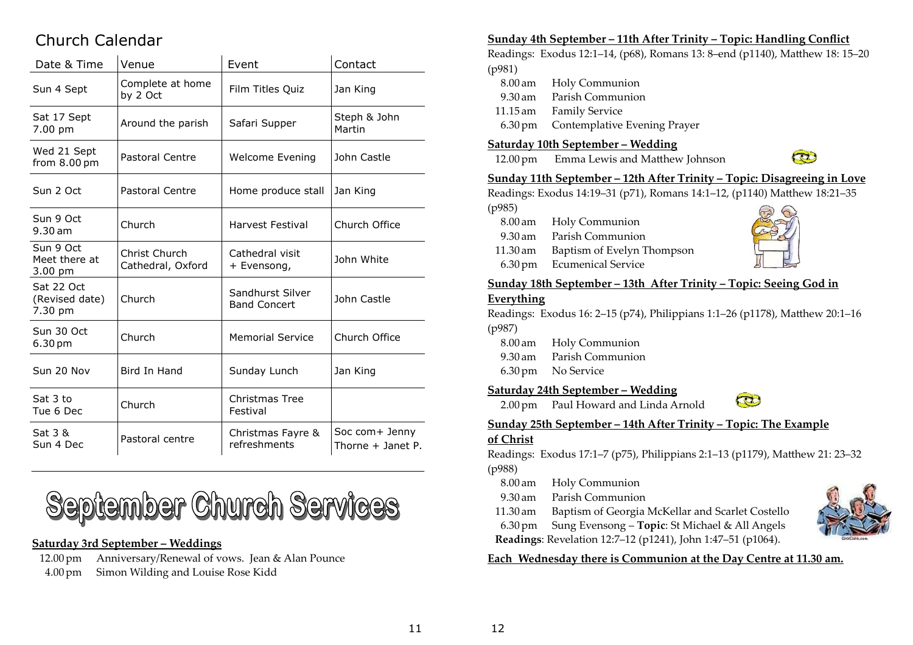## Church Calendar

| Date & Time | Venue | Event | Contact |
|---|---|---|---|
| Sun 4 Sept | Complete at home by 2 Oct | Film Titles Quiz | Jan King |
| Sat 17 Sept 7.00 pm | Around the parish | Safari Supper | Steph & John Martin |
| Wed 21 Sept from 8.00 pm | Pastoral Centre | Welcome Evening | John Castle |
| Sun 2 Oct | Pastoral Centre | Home produce stall | Jan King |
| Sun 9 Oct 9.30 am | Church | Harvest Festival | Church Office |
| Sun 9 Oct Meet there at 3.00 pm | Christ Church Cathedral, Oxford | Cathedral visit + Evensong, | John White |
| Sat 22 Oct (Revised date) 7.30 pm | Church | Sandhurst Silver Band Concert | John Castle |
| Sun 30 Oct 6.30 pm | Church | Memorial Service | Church Office |
| Sun 20 Nov | Bird In Hand | Sunday Lunch | Jan King |
| Sat 3 to Tue 6 Dec | Church | Christmas Tree Festival | |
| Sat 3 & Sun 4 Dec | Pastoral centre | Christmas Fayre & refreshments | Soc com+ Jenny Thorne + Janet P. |

# September Church Services

**Saturday 3rd September – Weddings**

12.00 pm Anniversary/Renewal of vows. Jean & Alan Pounce
4.00 pm Simon Wilding and Louise Rose Kidd

**Sunday 4th September – 11th After Trinity – Topic: Handling Conflict**

Readings: Exodus 12:1–14, (p68), Romans 13: 8–end (p1140), Matthew 18: 15–20 (p981)

8.00 am Holy Communion
9.30 am Parish Communion
11.15 am Family Service
6.30 pm Contemplative Evening Prayer

**Saturday 10th September – Wedding**

12.00 pm Emma Lewis and Matthew Johnson

**Sunday 11th September – 12th After Trinity – Topic: Disagreeing in Love**

Readings: Exodus 14:19–31 (p71), Romans 14:1–12, (p1140) Matthew 18:21–35 (p985)

8.00 am Holy Communion
9.30 am Parish Communion
11.30 am Baptism of Evelyn Thompson
6.30 pm Ecumenical Service

**Sunday 18th September – 13th After Trinity – Topic: Seeing God in Everything**

Readings: Exodus 16: 2–15 (p74), Philippians 1:1–26 (p1178), Matthew 20:1–16 (p987)

8.00 am Holy Communion
9.30 am Parish Communion
6.30 pm No Service

**Saturday 24th September – Wedding**

2.00 pm Paul Howard and Linda Arnold

**Sunday 25th September – 14th After Trinity – Topic: The Example of Christ**

Readings: Exodus 17:1–7 (p75), Philippians 2:1–13 (p1179), Matthew 21: 23–32 (p988)

8.00 am Holy Communion
9.30 am Parish Communion
11.30 am Baptism of Georgia McKellar and Scarlet Costello
6.30 pm Sung Evensong – **Topic**: St Michael & All Angels

**Readings**: Revelation 12:7–12 (p1241), John 1:47–51 (p1064).

**Each Wednesday there is Communion at the Day Centre at 11.30 am.**